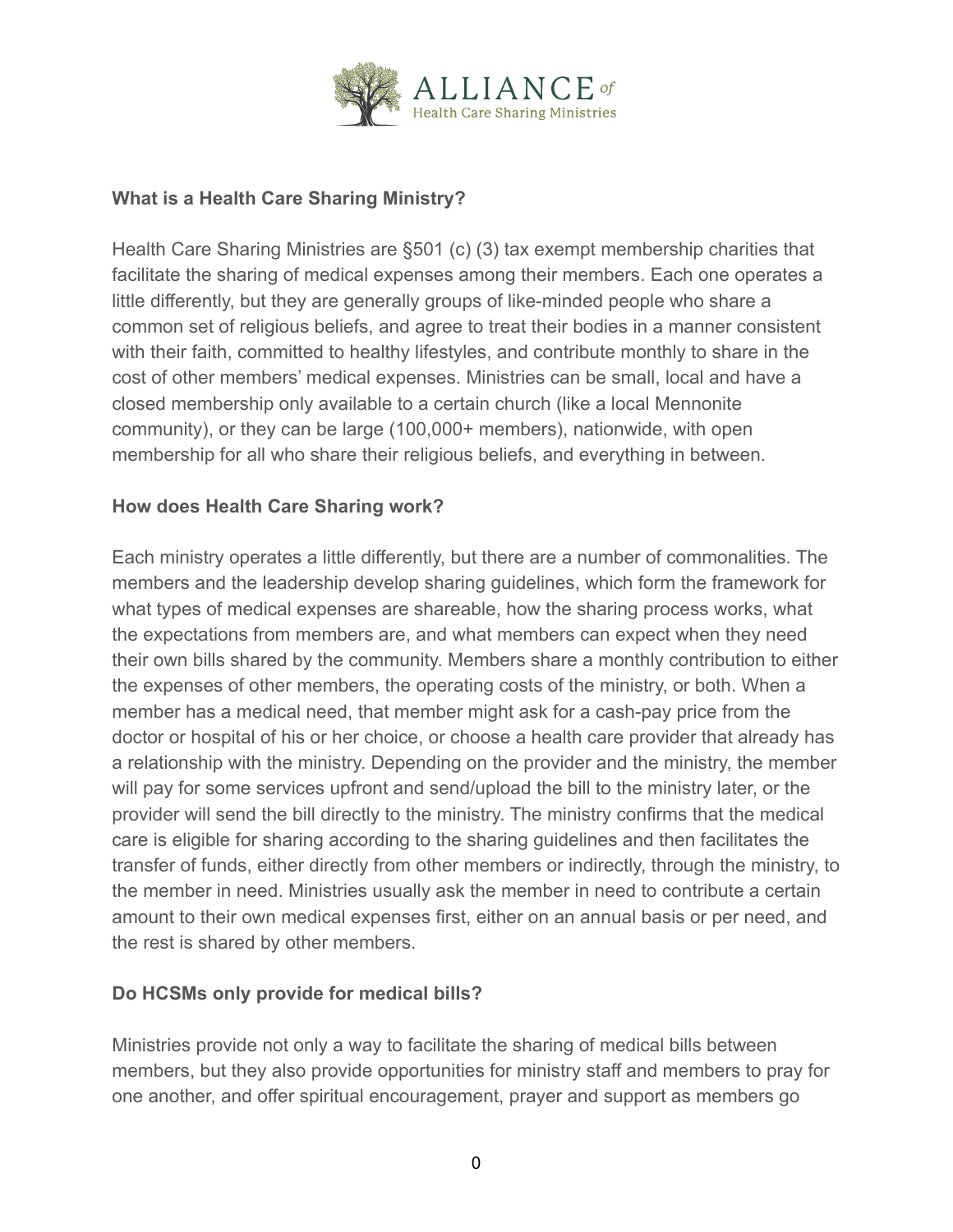**What is a Health Care Sharing Ministry?**

Health Care Sharing Ministries are §501 (c) (3) tax exempt membership charities that facilitate the sharing of medical expenses among their members. Each one operates a little differently, but they are generally groups of like-minded people who share a common set of religious beliefs, and agree to treat their bodies in a manner consistent with their faith, committed to healthy lifestyles, and contribute monthly to share in the cost of other members' medical expenses. Ministries can be small, local and have a closed membership only available to a certain church (like a local Mennonite community), or they can be large (100,000+ members), nationwide, with open membership for all who share their religious beliefs, and everything in between.

**How does Health Care Sharing work?**

Each ministry operates a little differently, but there are a number of commonalities. The members and the leadership develop sharing guidelines, which form the framework for what types of medical expenses are shareable, how the sharing process works, what the expectations from members are, and what members can expect when they need their own bills shared by the community. Members share a monthly contribution to either the expenses of other members, the operating costs of the ministry, or both. When a member has a medical need, that member might ask for a cash-pay price from the doctor or hospital of his or her choice, or choose a health care provider that already has a relationship with the ministry. Depending on the provider and the ministry, the member will pay for some services upfront and send/upload the bill to the ministry later, or the provider will send the bill directly to the ministry. The ministry confirms that the medical care is eligible for sharing according to the sharing guidelines and then facilitates the transfer of funds, either directly from other members or indirectly, through the ministry, to the member in need. Ministries usually ask the member in need to contribute a certain amount to their own medical expenses first, either on an annual basis or per need, and the rest is shared by other members.

**Do HCSMs only provide for medical bills?**

Ministries provide not only a way to facilitate the sharing of medical bills between members, but they also provide opportunities for ministry staff and members to pray for one another, and offer spiritual encouragement, prayer and support as members go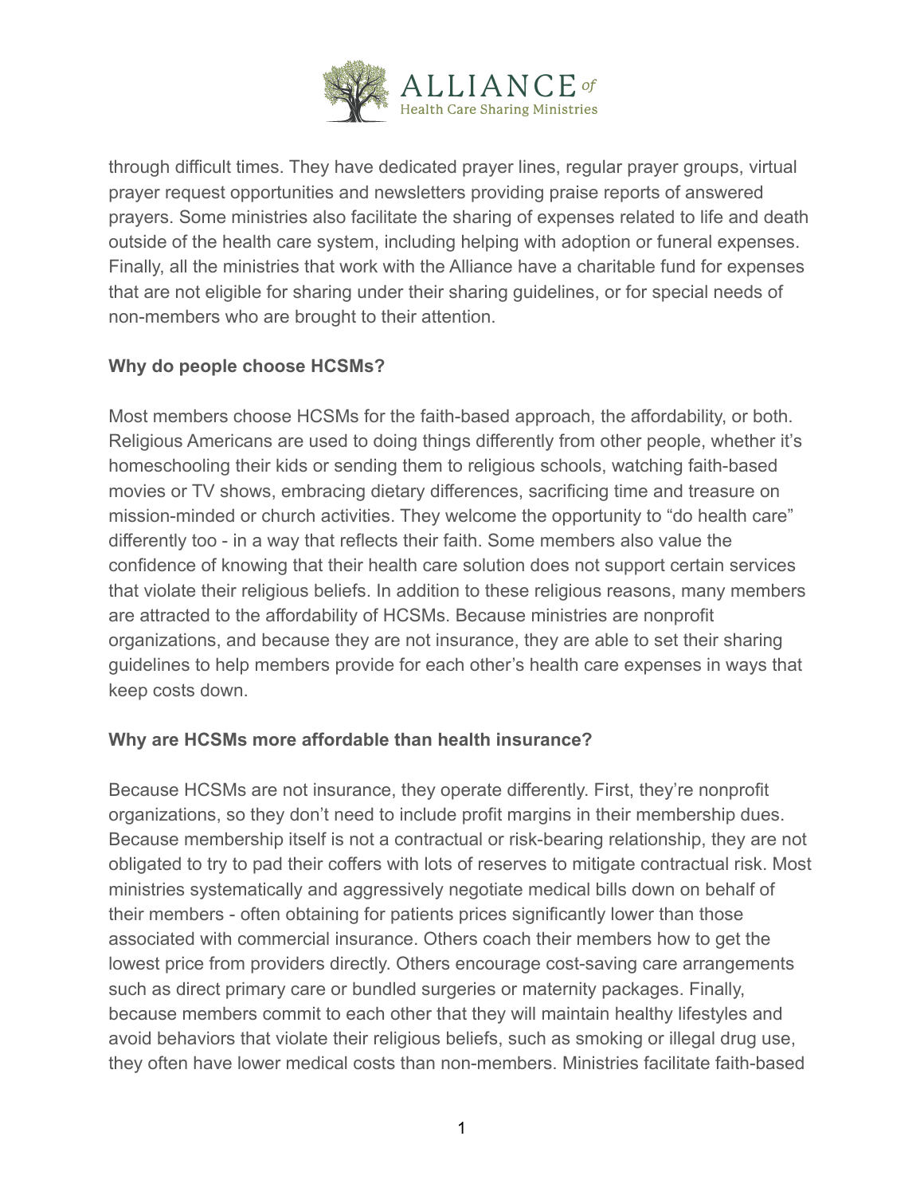through difficult times. They have dedicated prayer lines, regular prayer groups, virtual prayer request opportunities and newsletters providing praise reports of answered prayers. Some ministries also facilitate the sharing of expenses related to life and death outside of the health care system, including helping with adoption or funeral expenses. Finally, all the ministries that work with the Alliance have a charitable fund for expenses that are not eligible for sharing under their sharing guidelines, or for special needs of non-members who are brought to their attention.

**Why do people choose HCSMs?**

Most members choose HCSMs for the faith-based approach, the affordability, or both. Religious Americans are used to doing things differently from other people, whether it's homeschooling their kids or sending them to religious schools, watching faith-based movies or TV shows, embracing dietary differences, sacrificing time and treasure on mission-minded or church activities. They welcome the opportunity to "do health care" differently too - in a way that reflects their faith. Some members also value the confidence of knowing that their health care solution does not support certain services that violate their religious beliefs. In addition to these religious reasons, many members are attracted to the affordability of HCSMs. Because ministries are nonprofit organizations, and because they are not insurance, they are able to set their sharing guidelines to help members provide for each other's health care expenses in ways that keep costs down.

**Why are HCSMs more affordable than health insurance?**

Because HCSMs are not insurance, they operate differently. First, they're nonprofit organizations, so they don't need to include profit margins in their membership dues. Because membership itself is not a contractual or risk-bearing relationship, they are not obligated to try to pad their coffers with lots of reserves to mitigate contractual risk. Most ministries systematically and aggressively negotiate medical bills down on behalf of their members - often obtaining for patients prices significantly lower than those associated with commercial insurance. Others coach their members how to get the lowest price from providers directly. Others encourage cost-saving care arrangements such as direct primary care or bundled surgeries or maternity packages. Finally, because members commit to each other that they will maintain healthy lifestyles and avoid behaviors that violate their religious beliefs, such as smoking or illegal drug use, they often have lower medical costs than non-members. Ministries facilitate faith-based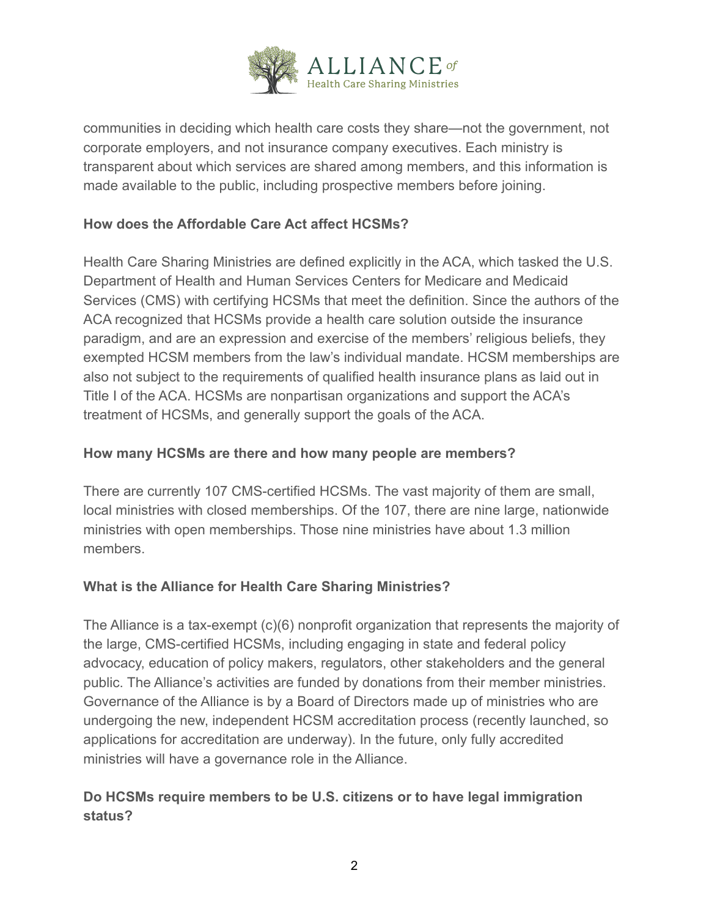communities in deciding which health care costs they share—not the government, not corporate employers, and not insurance company executives. Each ministry is transparent about which services are shared among members, and this information is made available to the public, including prospective members before joining.

**How does the Affordable Care Act affect HCSMs?**

Health Care Sharing Ministries are defined explicitly in the ACA, which tasked the U.S. Department of Health and Human Services Centers for Medicare and Medicaid Services (CMS) with certifying HCSMs that meet the definition. Since the authors of the ACA recognized that HCSMs provide a health care solution outside the insurance paradigm, and are an expression and exercise of the members' religious beliefs, they exempted HCSM members from the law's individual mandate. HCSM memberships are also not subject to the requirements of qualified health insurance plans as laid out in Title I of the ACA. HCSMs are nonpartisan organizations and support the ACA's treatment of HCSMs, and generally support the goals of the ACA.

**How many HCSMs are there and how many people are members?**

There are currently 107 CMS-certified HCSMs. The vast majority of them are small, local ministries with closed memberships. Of the 107, there are nine large, nationwide ministries with open memberships. Those nine ministries have about 1.3 million members.

**What is the Alliance for Health Care Sharing Ministries?**

The Alliance is a tax-exempt (c)(6) nonprofit organization that represents the majority of the large, CMS-certified HCSMs, including engaging in state and federal policy advocacy, education of policy makers, regulators, other stakeholders and the general public. The Alliance's activities are funded by donations from their member ministries. Governance of the Alliance is by a Board of Directors made up of ministries who are undergoing the new, independent HCSM accreditation process (recently launched, so applications for accreditation are underway). In the future, only fully accredited ministries will have a governance role in the Alliance.

**Do HCSMs require members to be U.S. citizens or to have legal immigration status?**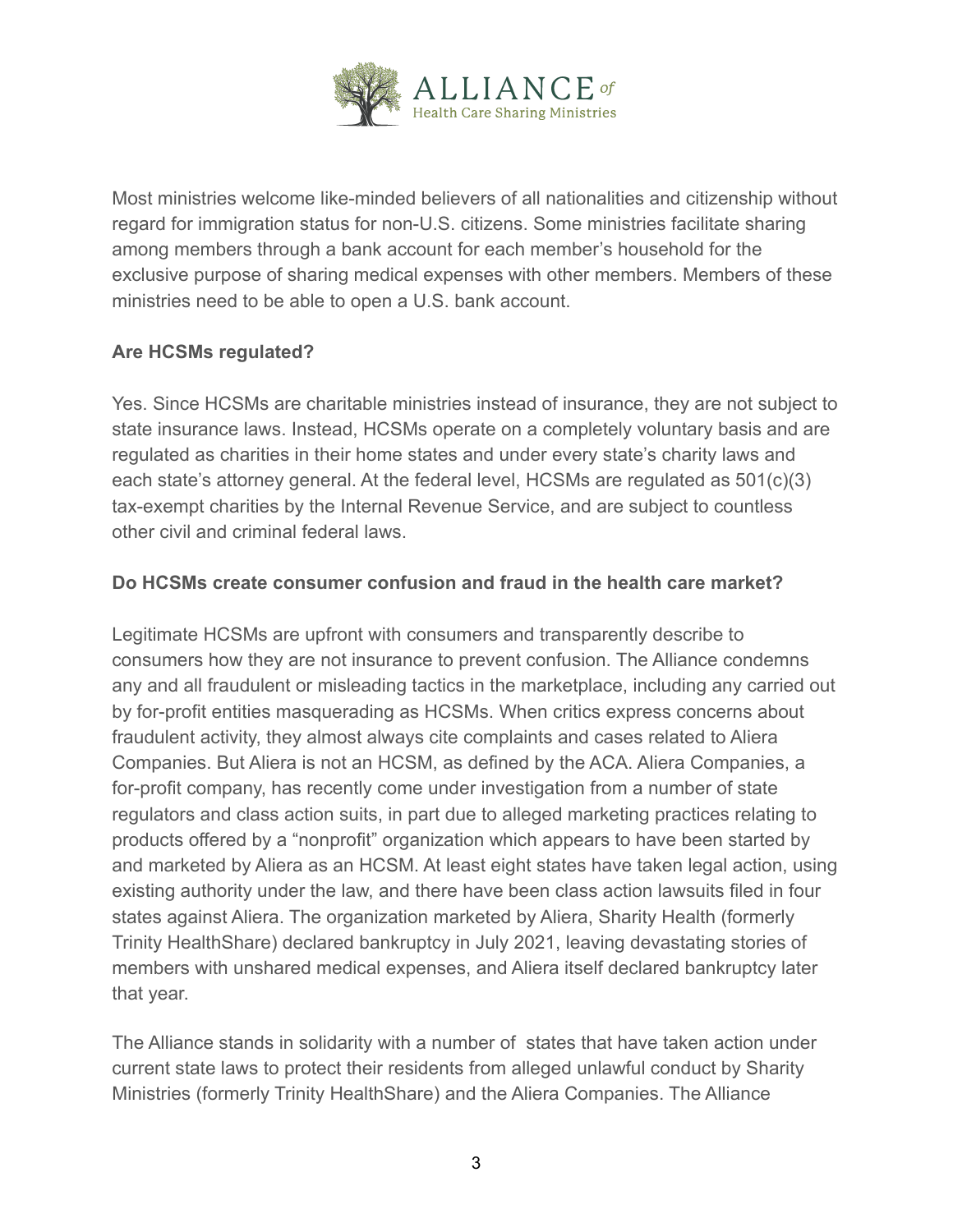Most ministries welcome like-minded believers of all nationalities and citizenship without regard for immigration status for non-U.S. citizens. Some ministries facilitate sharing among members through a bank account for each member's household for the exclusive purpose of sharing medical expenses with other members. Members of these ministries need to be able to open a U.S. bank account.

**Are HCSMs regulated?**

Yes. Since HCSMs are charitable ministries instead of insurance, they are not subject to state insurance laws. Instead, HCSMs operate on a completely voluntary basis and are regulated as charities in their home states and under every state's charity laws and each state's attorney general. At the federal level, HCSMs are regulated as 501(c)(3) tax-exempt charities by the Internal Revenue Service, and are subject to countless other civil and criminal federal laws.

**Do HCSMs create consumer confusion and fraud in the health care market?**

Legitimate HCSMs are upfront with consumers and transparently describe to consumers how they are not insurance to prevent confusion. The Alliance condemns any and all fraudulent or misleading tactics in the marketplace, including any carried out by for-profit entities masquerading as HCSMs. When critics express concerns about fraudulent activity, they almost always cite complaints and cases related to Aliera Companies. But Aliera is not an HCSM, as defined by the ACA. Aliera Companies, a for-profit company, has recently come under investigation from a number of state regulators and class action suits, in part due to alleged marketing practices relating to products offered by a "nonprofit" organization which appears to have been started by and marketed by Aliera as an HCSM. At least eight states have taken legal action, using existing authority under the law, and there have been class action lawsuits filed in four states against Aliera. The organization marketed by Aliera, Sharity Health (formerly Trinity HealthShare) declared bankruptcy in July 2021, leaving devastating stories of members with unshared medical expenses, and Aliera itself declared bankruptcy later that year.

The Alliance stands in solidarity with a number of states that have taken action under current state laws to protect their residents from alleged unlawful conduct by Sharity Ministries (formerly Trinity HealthShare) and the Aliera Companies. The Alliance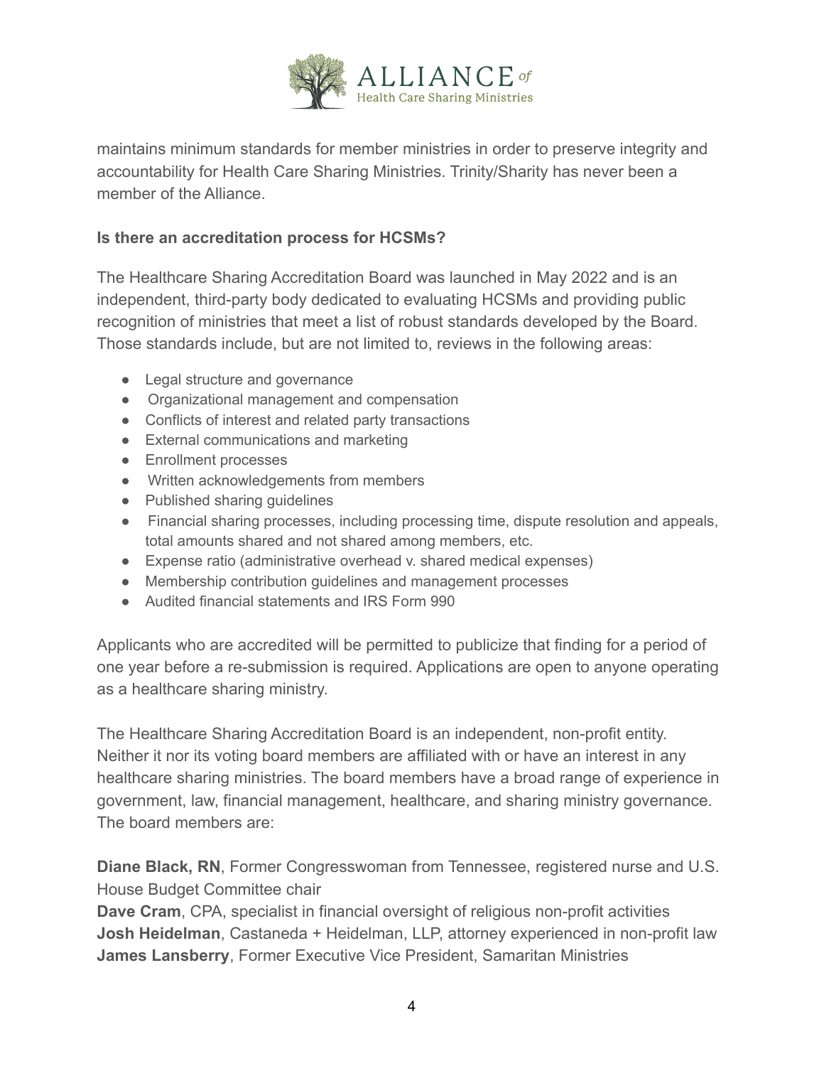maintains minimum standards for member ministries in order to preserve integrity and accountability for Health Care Sharing Ministries. Trinity/Sharity has never been a member of the Alliance.

**Is there an accreditation process for HCSMs?**

The Healthcare Sharing Accreditation Board was launched in May 2022 and is an independent, third-party body dedicated to evaluating HCSMs and providing public recognition of ministries that meet a list of robust standards developed by the Board. Those standards include, but are not limited to, reviews in the following areas:

- Legal structure and governance
- Organizational management and compensation
- Conflicts of interest and related party transactions
- External communications and marketing
- Enrollment processes
- Written acknowledgements from members
- Published sharing guidelines
- Financial sharing processes, including processing time, dispute resolution and appeals, total amounts shared and not shared among members, etc.
- Expense ratio (administrative overhead v. shared medical expenses)
- Membership contribution guidelines and management processes
- Audited financial statements and IRS Form 990

Applicants who are accredited will be permitted to publicize that finding for a period of one year before a re-submission is required. Applications are open to anyone operating as a healthcare sharing ministry.

The Healthcare Sharing Accreditation Board is an independent, non-profit entity. Neither it nor its voting board members are affiliated with or have an interest in any healthcare sharing ministries. The board members have a broad range of experience in government, law, financial management, healthcare, and sharing ministry governance. The board members are:

**Diane Black, RN**, Former Congresswoman from Tennessee, registered nurse and U.S. House Budget Committee chair
**Dave Cram**, CPA, specialist in financial oversight of religious non-profit activities
**Josh Heidelman**, Castaneda + Heidelman, LLP, attorney experienced in non-profit law
**James Lansberry**, Former Executive Vice President, Samaritan Ministries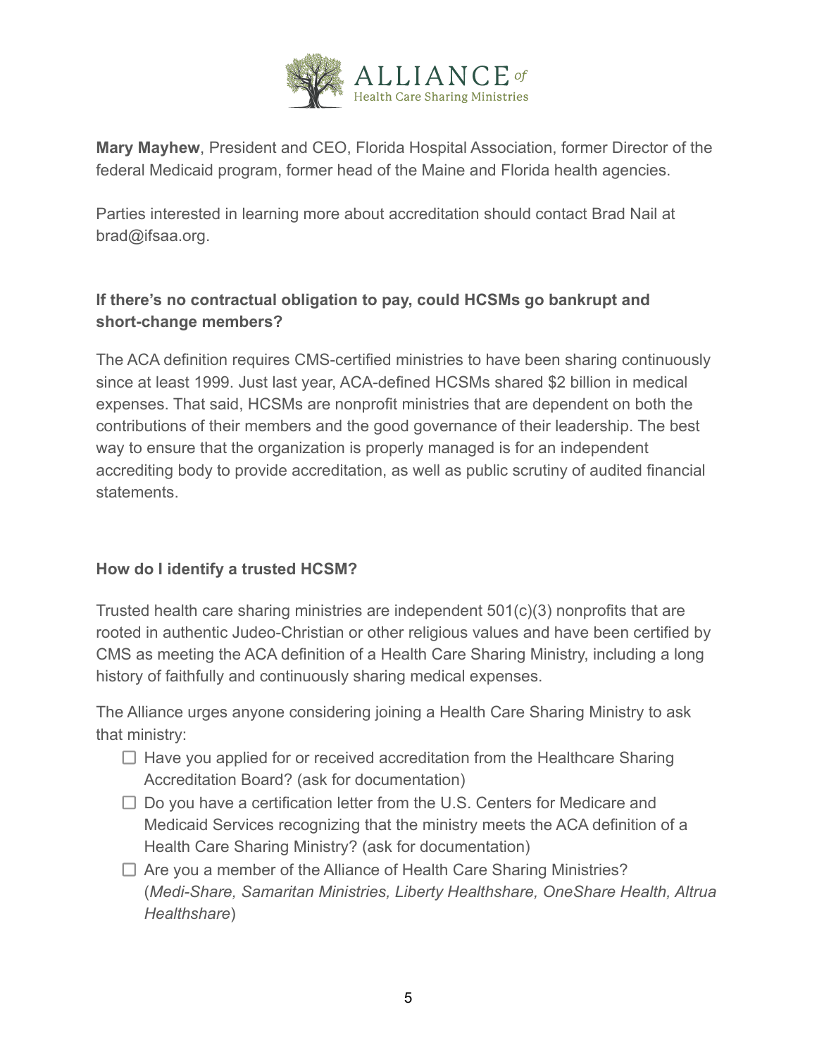**Mary Mayhew**, President and CEO, Florida Hospital Association, former Director of the federal Medicaid program, former head of the Maine and Florida health agencies.

Parties interested in learning more about accreditation should contact Brad Nail at brad@ifsaa.org.

### If there's no contractual obligation to pay, could HCSMs go bankrupt and short-change members?

The ACA definition requires CMS-certified ministries to have been sharing continuously since at least 1999. Just last year, ACA-defined HCSMs shared $2 billion in medical expenses. That said, HCSMs are nonprofit ministries that are dependent on both the contributions of their members and the good governance of their leadership. The best way to ensure that the organization is properly managed is for an independent accrediting body to provide accreditation, as well as public scrutiny of audited financial statements.

### How do I identify a trusted HCSM?

Trusted health care sharing ministries are independent 501(c)(3) nonprofits that are rooted in authentic Judeo-Christian or other religious values and have been certified by CMS as meeting the ACA definition of a Health Care Sharing Ministry, including a long history of faithfully and continuously sharing medical expenses.

The Alliance urges anyone considering joining a Health Care Sharing Ministry to ask that ministry:

- [ ] Have you applied for or received accreditation from the Healthcare Sharing Accreditation Board? (ask for documentation)
- [ ] Do you have a certification letter from the U.S. Centers for Medicare and Medicaid Services recognizing that the ministry meets the ACA definition of a Health Care Sharing Ministry? (ask for documentation)
- [ ] Are you a member of the Alliance of Health Care Sharing Ministries? (*Medi-Share, Samaritan Ministries, Liberty Healthshare, OneShare Health, Altrua Healthshare*)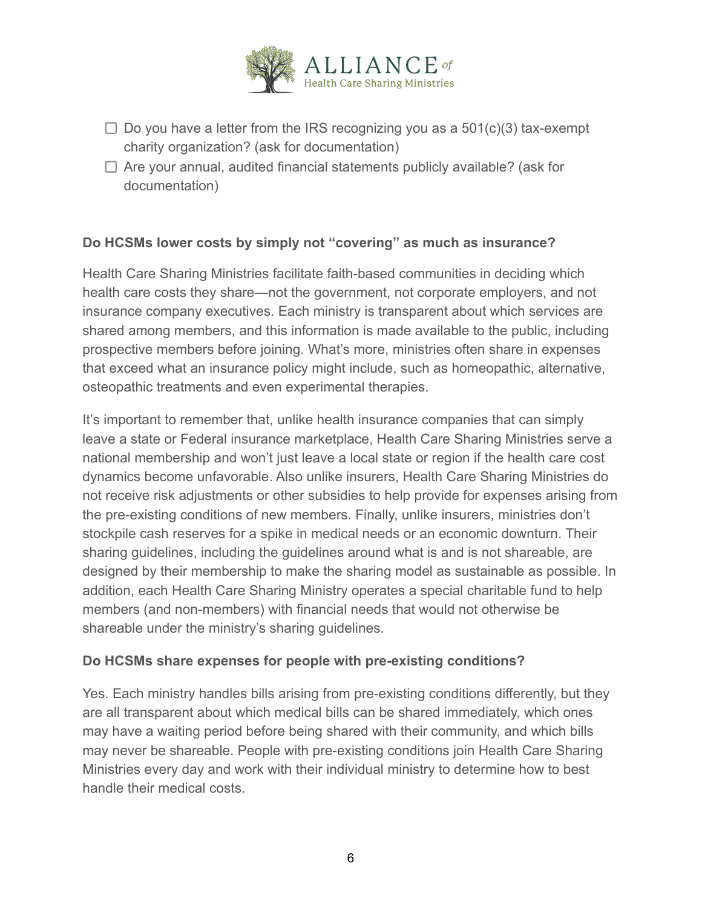- [ ] Do you have a letter from the IRS recognizing you as a 501(c)(3) tax-exempt charity organization? (ask for documentation)
- [ ] Are your annual, audited financial statements publicly available? (ask for documentation)

**Do HCSMs lower costs by simply not "covering" as much as insurance?**

Health Care Sharing Ministries facilitate faith-based communities in deciding which health care costs they share—not the government, not corporate employers, and not insurance company executives. Each ministry is transparent about which services are shared among members, and this information is made available to the public, including prospective members before joining. What's more, ministries often share in expenses that exceed what an insurance policy might include, such as homeopathic, alternative, osteopathic treatments and even experimental therapies.

It's important to remember that, unlike health insurance companies that can simply leave a state or Federal insurance marketplace, Health Care Sharing Ministries serve a national membership and won't just leave a local state or region if the health care cost dynamics become unfavorable. Also unlike insurers, Health Care Sharing Ministries do not receive risk adjustments or other subsidies to help provide for expenses arising from the pre-existing conditions of new members. Finally, unlike insurers, ministries don't stockpile cash reserves for a spike in medical needs or an economic downturn. Their sharing guidelines, including the guidelines around what is and is not shareable, are designed by their membership to make the sharing model as sustainable as possible. In addition, each Health Care Sharing Ministry operates a special charitable fund to help members (and non-members) with financial needs that would not otherwise be shareable under the ministry's sharing guidelines.

**Do HCSMs share expenses for people with pre-existing conditions?**

Yes. Each ministry handles bills arising from pre-existing conditions differently, but they are all transparent about which medical bills can be shared immediately, which ones may have a waiting period before being shared with their community, and which bills may never be shareable. People with pre-existing conditions join Health Care Sharing Ministries every day and work with their individual ministry to determine how to best handle their medical costs.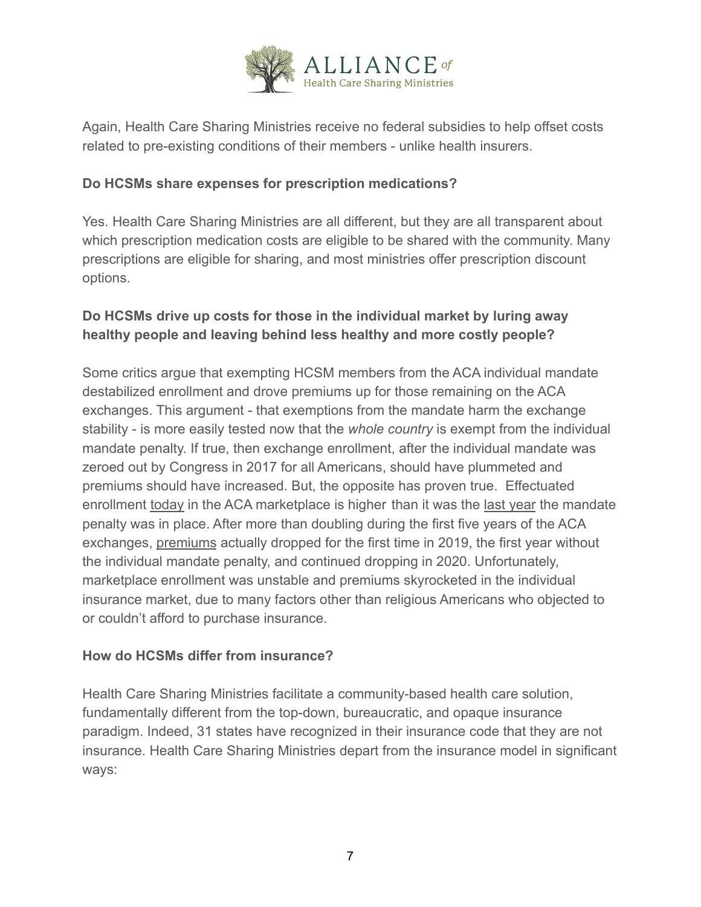Again, Health Care Sharing Ministries receive no federal subsidies to help offset costs related to pre-existing conditions of their members - unlike health insurers.

**Do HCSMs share expenses for prescription medications?**

Yes. Health Care Sharing Ministries are all different, but they are all transparent about which prescription medication costs are eligible to be shared with the community. Many prescriptions are eligible for sharing, and most ministries offer prescription discount options.

**Do HCSMs drive up costs for those in the individual market by luring away healthy people and leaving behind less healthy and more costly people?**

Some critics argue that exempting HCSM members from the ACA individual mandate destabilized enrollment and drove premiums up for those remaining on the ACA exchanges. This argument - that exemptions from the mandate harm the exchange stability - is more easily tested now that the *whole country* is exempt from the individual mandate penalty. If true, then exchange enrollment, after the individual mandate was zeroed out by Congress in 2017 for all Americans, should have plummeted and premiums should have increased. But, the opposite has proven true. Effectuated enrollment today in the ACA marketplace is higher than it was the last year the mandate penalty was in place. After more than doubling during the first five years of the ACA exchanges, premiums actually dropped for the first time in 2019, the first year without the individual mandate penalty, and continued dropping in 2020. Unfortunately, marketplace enrollment was unstable and premiums skyrocketed in the individual insurance market, due to many factors other than religious Americans who objected to or couldn't afford to purchase insurance.

**How do HCSMs differ from insurance?**

Health Care Sharing Ministries facilitate a community-based health care solution, fundamentally different from the top-down, bureaucratic, and opaque insurance paradigm. Indeed, 31 states have recognized in their insurance code that they are not insurance. Health Care Sharing Ministries depart from the insurance model in significant ways: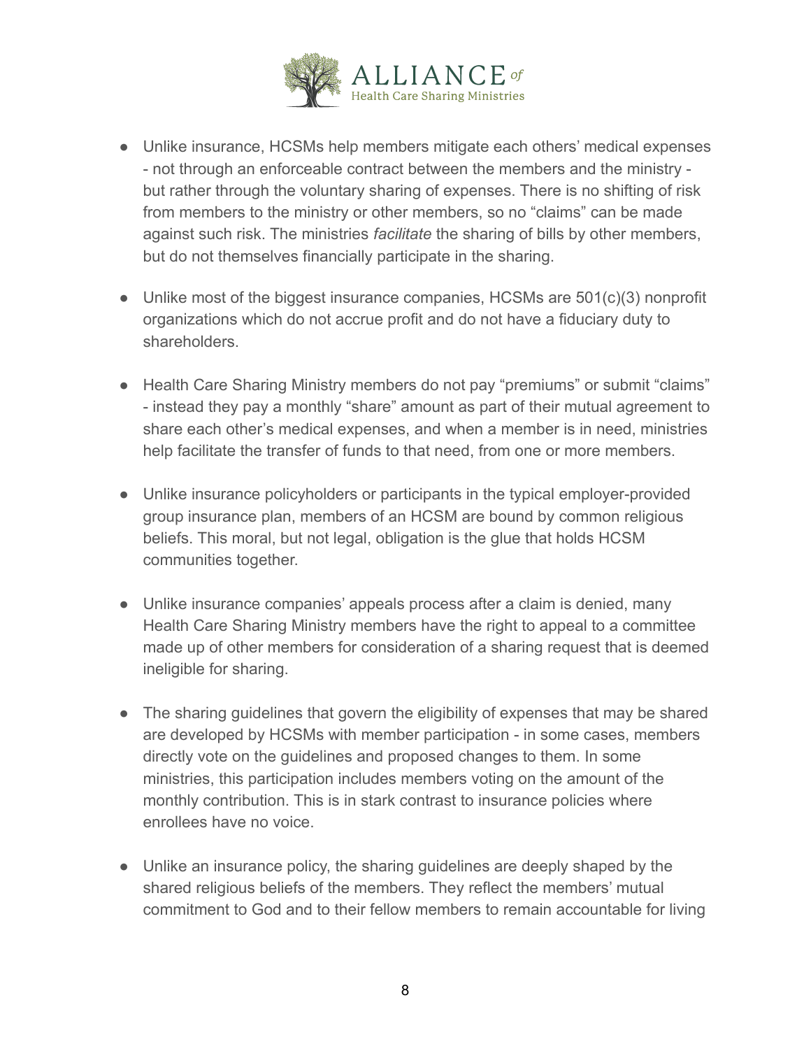- Unlike insurance, HCSMs help members mitigate each others' medical expenses - not through an enforceable contract between the members and the ministry - but rather through the voluntary sharing of expenses. There is no shifting of risk from members to the ministry or other members, so no "claims" can be made against such risk. The ministries *facilitate* the sharing of bills by other members, but do not themselves financially participate in the sharing.

- Unlike most of the biggest insurance companies, HCSMs are 501(c)(3) nonprofit organizations which do not accrue profit and do not have a fiduciary duty to shareholders.

- Health Care Sharing Ministry members do not pay "premiums" or submit "claims" - instead they pay a monthly "share" amount as part of their mutual agreement to share each other's medical expenses, and when a member is in need, ministries help facilitate the transfer of funds to that need, from one or more members.

- Unlike insurance policyholders or participants in the typical employer-provided group insurance plan, members of an HCSM are bound by common religious beliefs. This moral, but not legal, obligation is the glue that holds HCSM communities together.

- Unlike insurance companies' appeals process after a claim is denied, many Health Care Sharing Ministry members have the right to appeal to a committee made up of other members for consideration of a sharing request that is deemed ineligible for sharing.

- The sharing guidelines that govern the eligibility of expenses that may be shared are developed by HCSMs with member participation - in some cases, members directly vote on the guidelines and proposed changes to them. In some ministries, this participation includes members voting on the amount of the monthly contribution. This is in stark contrast to insurance policies where enrollees have no voice.

- Unlike an insurance policy, the sharing guidelines are deeply shaped by the shared religious beliefs of the members. They reflect the members' mutual commitment to God and to their fellow members to remain accountable for living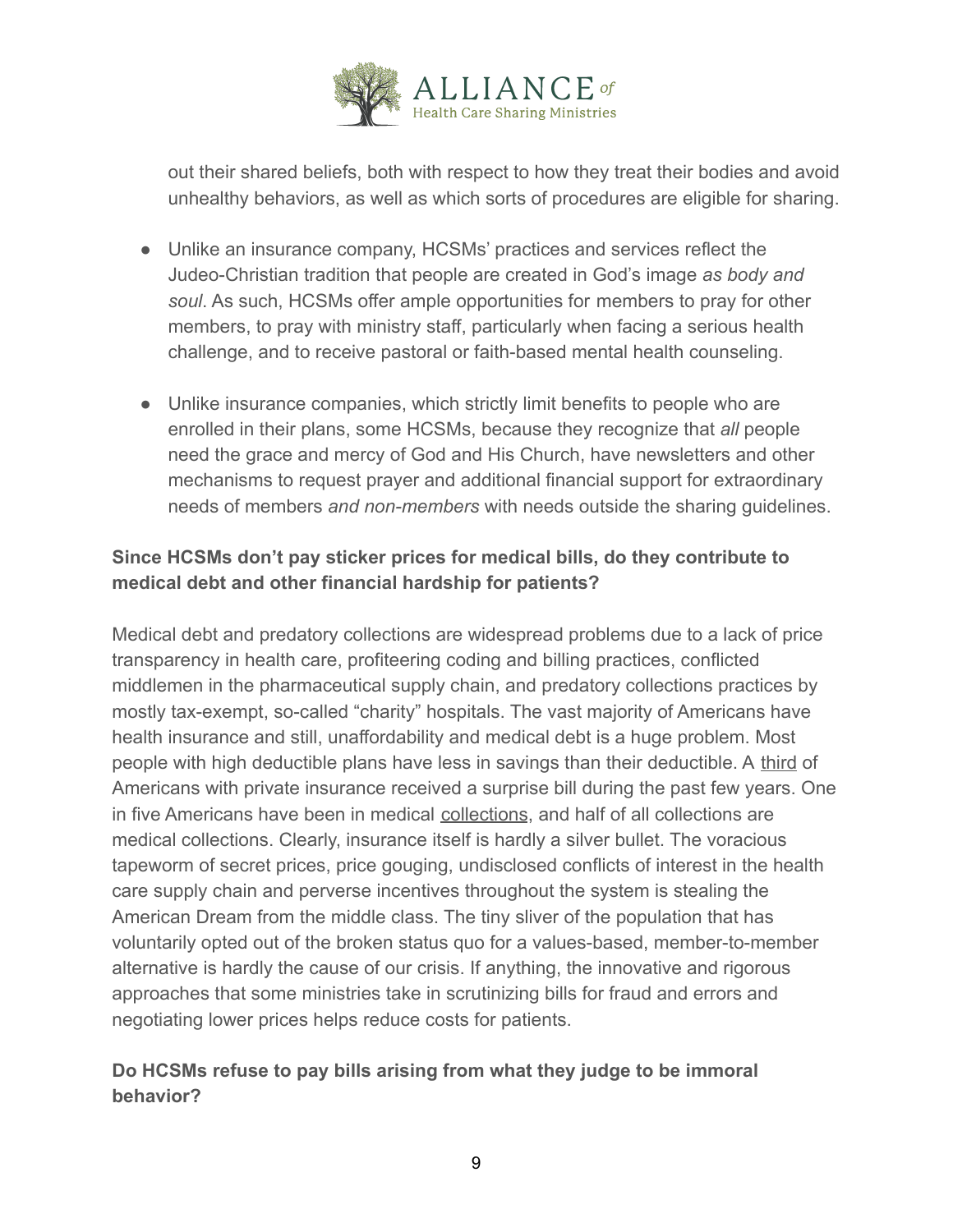out their shared beliefs, both with respect to how they treat their bodies and avoid unhealthy behaviors, as well as which sorts of procedures are eligible for sharing.

- Unlike an insurance company, HCSMs' practices and services reflect the Judeo-Christian tradition that people are created in God's image *as body and soul*. As such, HCSMs offer ample opportunities for members to pray for other members, to pray with ministry staff, particularly when facing a serious health challenge, and to receive pastoral or faith-based mental health counseling.

- Unlike insurance companies, which strictly limit benefits to people who are enrolled in their plans, some HCSMs, because they recognize that *all* people need the grace and mercy of God and His Church, have newsletters and other mechanisms to request prayer and additional financial support for extraordinary needs of members *and non-members* with needs outside the sharing guidelines.

**Since HCSMs don't pay sticker prices for medical bills, do they contribute to medical debt and other financial hardship for patients?**

Medical debt and predatory collections are widespread problems due to a lack of price transparency in health care, profiteering coding and billing practices, conflicted middlemen in the pharmaceutical supply chain, and predatory collections practices by mostly tax-exempt, so-called "charity" hospitals. The vast majority of Americans have health insurance and still, unaffordability and medical debt is a huge problem. Most people with high deductible plans have less in savings than their deductible. A third of Americans with private insurance received a surprise bill during the past few years. One in five Americans have been in medical collections, and half of all collections are medical collections. Clearly, insurance itself is hardly a silver bullet. The voracious tapeworm of secret prices, price gouging, undisclosed conflicts of interest in the health care supply chain and perverse incentives throughout the system is stealing the American Dream from the middle class. The tiny sliver of the population that has voluntarily opted out of the broken status quo for a values-based, member-to-member alternative is hardly the cause of our crisis. If anything, the innovative and rigorous approaches that some ministries take in scrutinizing bills for fraud and errors and negotiating lower prices helps reduce costs for patients.

**Do HCSMs refuse to pay bills arising from what they judge to be immoral behavior?**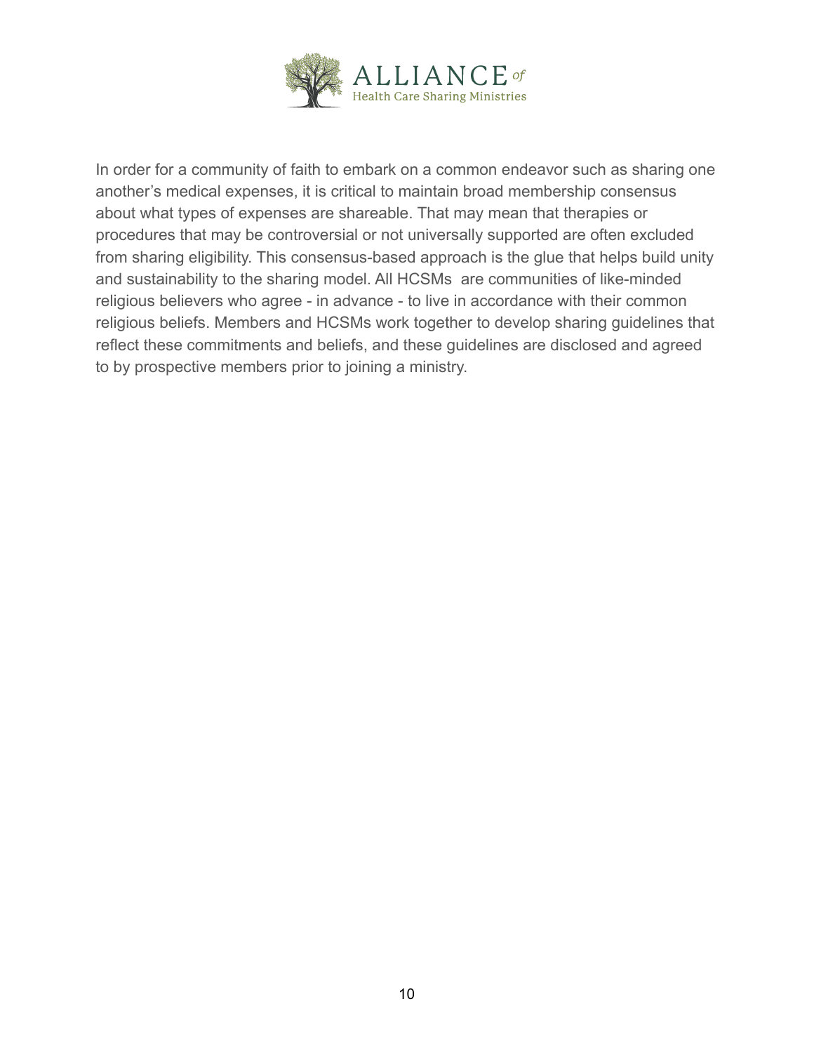In order for a community of faith to embark on a common endeavor such as sharing one another's medical expenses, it is critical to maintain broad membership consensus about what types of expenses are shareable. That may mean that therapies or procedures that may be controversial or not universally supported are often excluded from sharing eligibility. This consensus-based approach is the glue that helps build unity and sustainability to the sharing model. All HCSMs  are communities of like-minded religious believers who agree - in advance - to live in accordance with their common religious beliefs. Members and HCSMs work together to develop sharing guidelines that reflect these commitments and beliefs, and these guidelines are disclosed and agreed to by prospective members prior to joining a ministry.